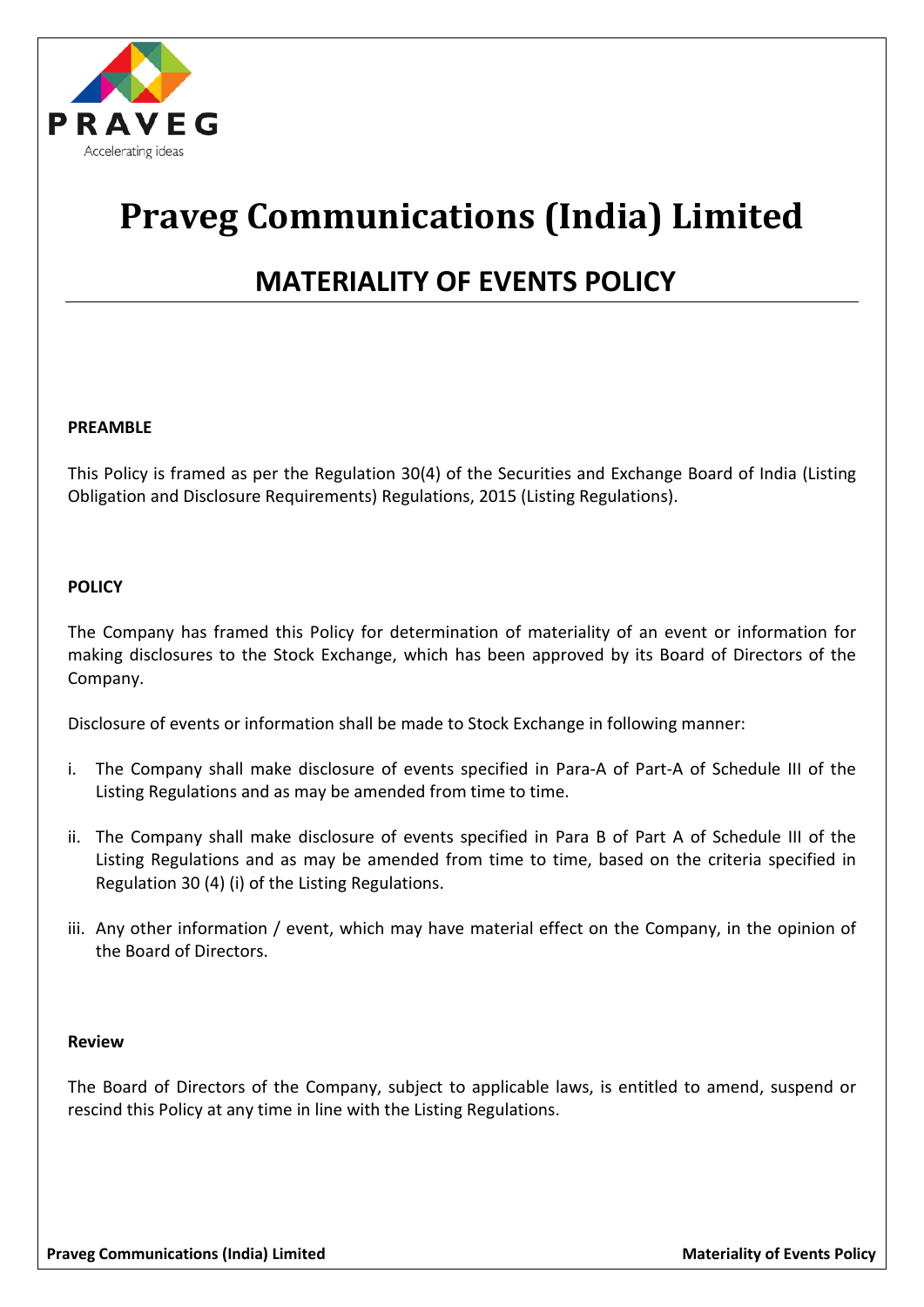PRAVEG

Accelerating ideas

# Praveg Communications (India) Limited

## MATERIALITY OF EVENTS POLICY

**PREAMBLE**

This Policy is framed as per the Regulation 30(4) of the Securities and Exchange Board of India (Listing Obligation and Disclosure Requirements) Regulations, 2015 (Listing Regulations).

**POLICY**

The Company has framed this Policy for determination of materiality of an event or information for making disclosures to the Stock Exchange, which has been approved by its Board of Directors of the Company.

Disclosure of events or information shall be made to Stock Exchange in following manner:

i. The Company shall make disclosure of events specified in Para-A of Part-A of Schedule III of the Listing Regulations and as may be amended from time to time.

ii. The Company shall make disclosure of events specified in Para B of Part A of Schedule III of the Listing Regulations and as may be amended from time to time, based on the criteria specified in Regulation 30 (4) (i) of the Listing Regulations.

iii. Any other information / event, which may have material effect on the Company, in the opinion of the Board of Directors.

**Review**

The Board of Directors of the Company, subject to applicable laws, is entitled to amend, suspend or rescind this Policy at any time in line with the Listing Regulations.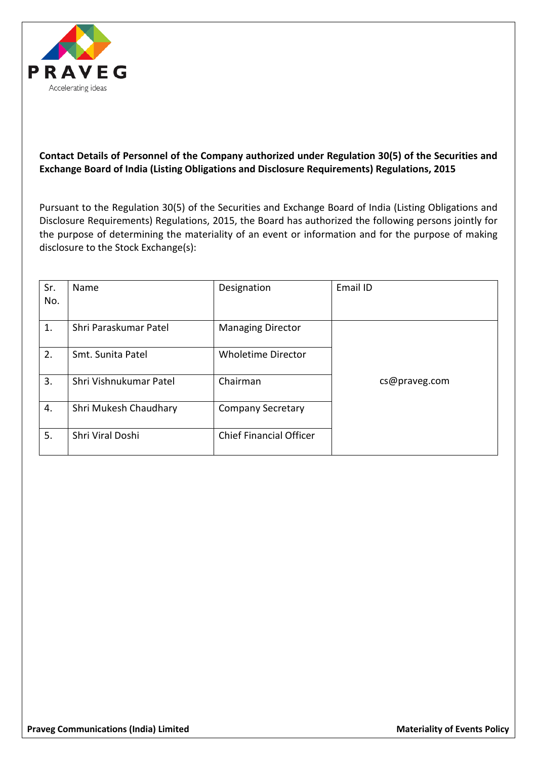**Contact Details of Personnel of the Company authorized under Regulation 30(5) of the Securities and Exchange Board of India (Listing Obligations and Disclosure Requirements) Regulations, 2015**

Pursuant to the Regulation 30(5) of the Securities and Exchange Board of India (Listing Obligations and Disclosure Requirements) Regulations, 2015, the Board has authorized the following persons jointly for the purpose of determining the materiality of an event or information and for the purpose of making disclosure to the Stock Exchange(s):

| Sr. No. | Name | Designation | Email ID |
|---|---|---|---|
| 1. | Shri Paraskumar Patel | Managing Director | cs@praveg.com |
| 2. | Smt. Sunita Patel | Wholetime Director | |
| 3. | Shri Vishnukumar Patel | Chairman | |
| 4. | Shri Mukesh Chaudhary | Company Secretary | |
| 5. | Shri Viral Doshi | Chief Financial Officer | |